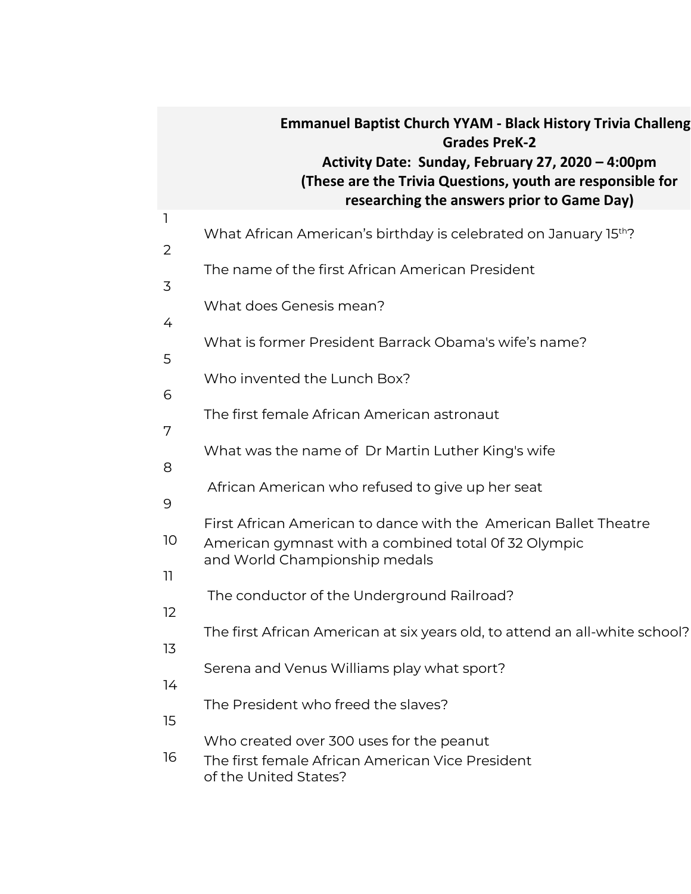**Emmanuel Baptist Church YYAM - Black History Trivia Challeng**

**Grades PreK-2**

**Activity Date: Sunday, February 27, 2020 – 4:00pm**

**(These are the Trivia Questions, youth are responsible for researching the answers prior to Game Day)**

1. What African American's birthday is celebrated on January 15th?
2. The name of the first African American President
3. What does Genesis mean?
4. What is former President Barrack Obama's wife's name?
5. Who invented the Lunch Box?
6. The first female African American astronaut
7. What was the name of Dr Martin Luther King's wife
8. African American who refused to give up her seat
9. First African American to dance with the American Ballet Theatre
10. American gymnast with a combined total 0f 32 Olympic and World Championship medals
11. The conductor of the Underground Railroad?
12. The first African American at six years old, to attend an all-white school?
13. Serena and Venus Williams play what sport?
14. The President who freed the slaves?
15. Who created over 300 uses for the peanut
16. The first female African American Vice President of the United States?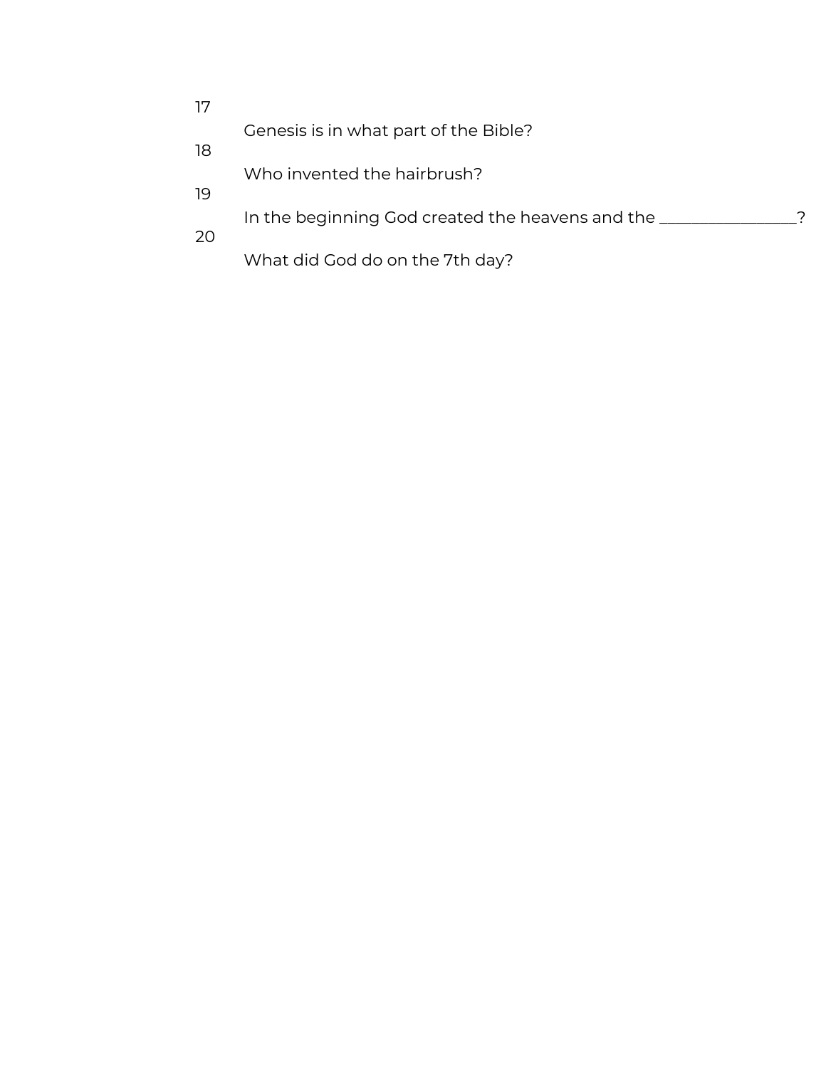17

Genesis is in what part of the Bible?

18

Who invented the hairbrush?

19

In the beginning God created the heavens and the ________________?

20

What did God do on the 7th day?